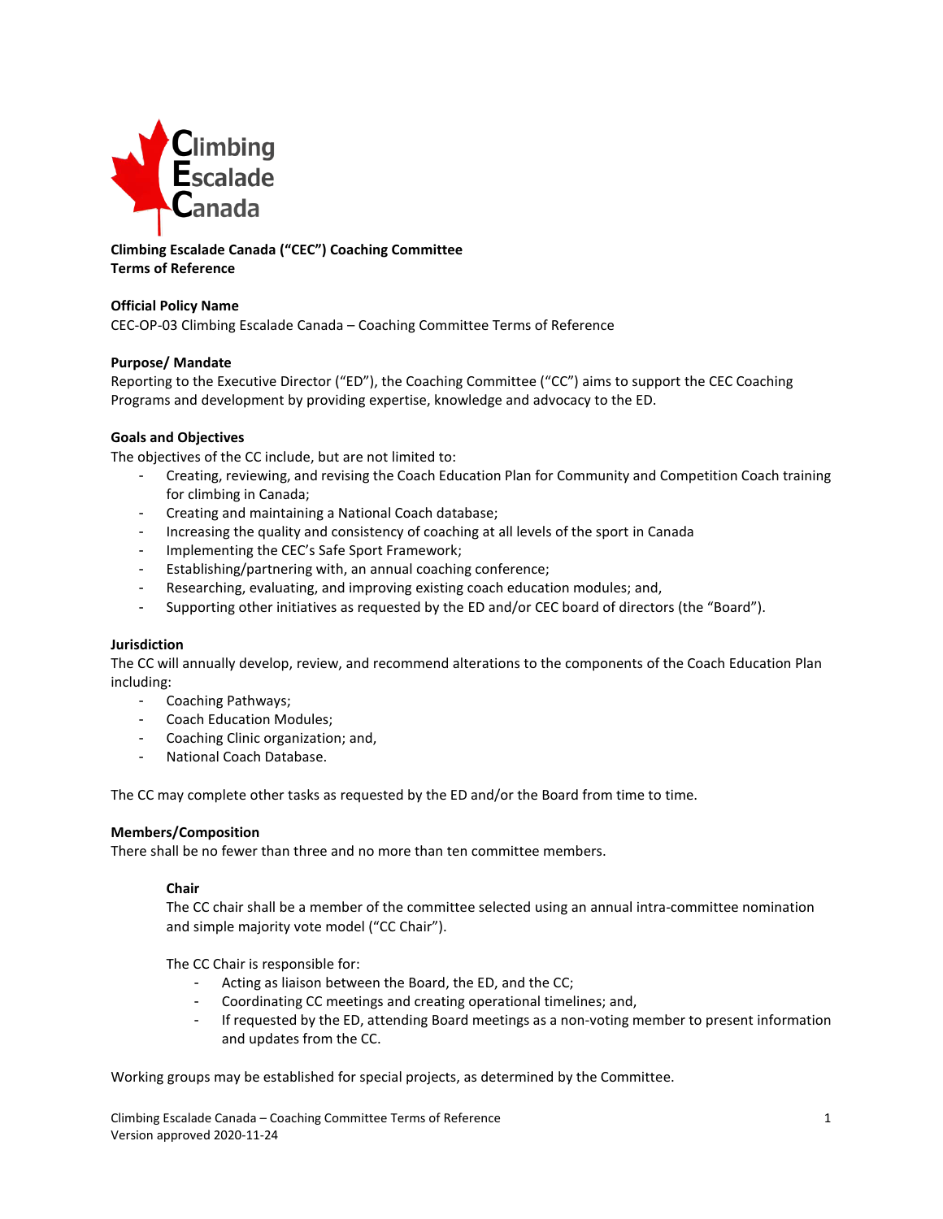**Climbing Escalade Canada ("CEC") Coaching Committee**
**Terms of Reference**

**Official Policy Name**
CEC-OP-03 Climbing Escalade Canada – Coaching Committee Terms of Reference

**Purpose/ Mandate**
Reporting to the Executive Director ("ED"), the Coaching Committee ("CC") aims to support the CEC Coaching Programs and development by providing expertise, knowledge and advocacy to the ED.

**Goals and Objectives**
The objectives of the CC include, but are not limited to:

- Creating, reviewing, and revising the Coach Education Plan for Community and Competition Coach training for climbing in Canada;
- Creating and maintaining a National Coach database;
- Increasing the quality and consistency of coaching at all levels of the sport in Canada
- Implementing the CEC's Safe Sport Framework;
- Establishing/partnering with, an annual coaching conference;
- Researching, evaluating, and improving existing coach education modules; and,
- Supporting other initiatives as requested by the ED and/or CEC board of directors (the "Board").

**Jurisdiction**
The CC will annually develop, review, and recommend alterations to the components of the Coach Education Plan including:

- Coaching Pathways;
- Coach Education Modules;
- Coaching Clinic organization; and,
- National Coach Database.

The CC may complete other tasks as requested by the ED and/or the Board from time to time.

**Members/Composition**
There shall be no fewer than three and no more than ten committee members.

**Chair**
The CC chair shall be a member of the committee selected using an annual intra-committee nomination and simple majority vote model ("CC Chair").

The CC Chair is responsible for:

- Acting as liaison between the Board, the ED, and the CC;
- Coordinating CC meetings and creating operational timelines; and,
- If requested by the ED, attending Board meetings as a non-voting member to present information and updates from the CC.

Working groups may be established for special projects, as determined by the Committee.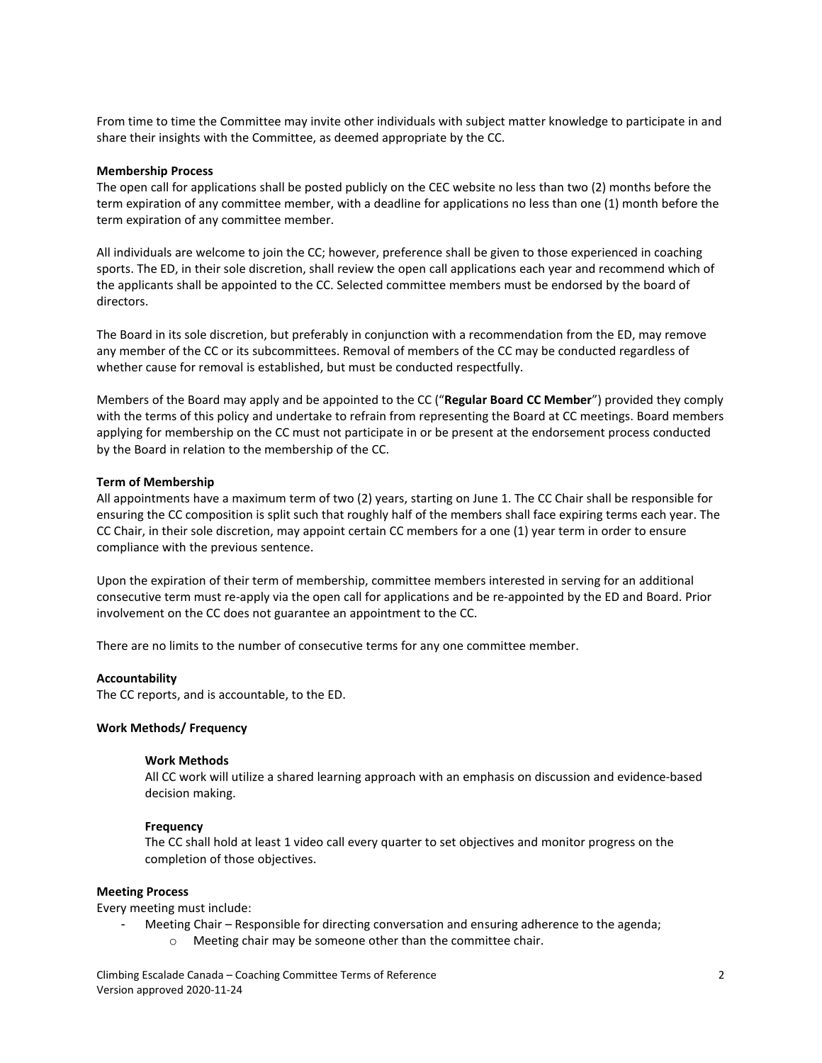From time to time the Committee may invite other individuals with subject matter knowledge to participate in and share their insights with the Committee, as deemed appropriate by the CC.

**Membership Process**

The open call for applications shall be posted publicly on the CEC website no less than two (2) months before the term expiration of any committee member, with a deadline for applications no less than one (1) month before the term expiration of any committee member.

All individuals are welcome to join the CC; however, preference shall be given to those experienced in coaching sports. The ED, in their sole discretion, shall review the open call applications each year and recommend which of the applicants shall be appointed to the CC. Selected committee members must be endorsed by the board of directors.

The Board in its sole discretion, but preferably in conjunction with a recommendation from the ED, may remove any member of the CC or its subcommittees. Removal of members of the CC may be conducted regardless of whether cause for removal is established, but must be conducted respectfully.

Members of the Board may apply and be appointed to the CC ("**Regular Board CC Member**") provided they comply with the terms of this policy and undertake to refrain from representing the Board at CC meetings. Board members applying for membership on the CC must not participate in or be present at the endorsement process conducted by the Board in relation to the membership of the CC.

**Term of Membership**

All appointments have a maximum term of two (2) years, starting on June 1. The CC Chair shall be responsible for ensuring the CC composition is split such that roughly half of the members shall face expiring terms each year. The CC Chair, in their sole discretion, may appoint certain CC members for a one (1) year term in order to ensure compliance with the previous sentence.

Upon the expiration of their term of membership, committee members interested in serving for an additional consecutive term must re-apply via the open call for applications and be re-appointed by the ED and Board. Prior involvement on the CC does not guarantee an appointment to the CC.

There are no limits to the number of consecutive terms for any one committee member.

**Accountability**

The CC reports, and is accountable, to the ED.

**Work Methods/ Frequency**

**Work Methods**

All CC work will utilize a shared learning approach with an emphasis on discussion and evidence-based decision making.

**Frequency**

The CC shall hold at least 1 video call every quarter to set objectives and monitor progress on the completion of those objectives.

**Meeting Process**

Every meeting must include:

- Meeting Chair – Responsible for directing conversation and ensuring adherence to the agenda;
    - Meeting chair may be someone other than the committee chair.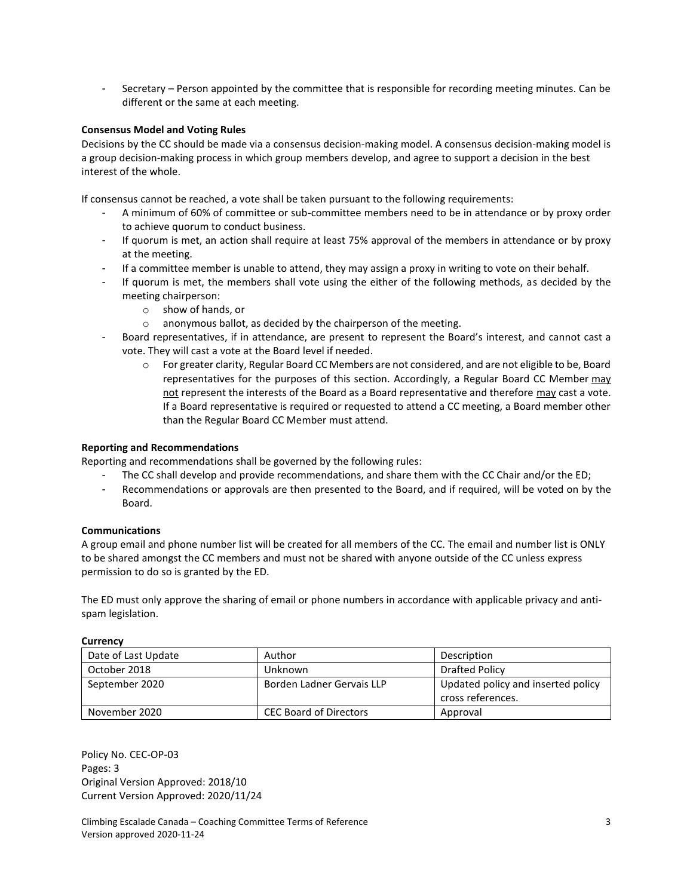- Secretary – Person appointed by the committee that is responsible for recording meeting minutes. Can be different or the same at each meeting.

**Consensus Model and Voting Rules**

Decisions by the CC should be made via a consensus decision-making model. A consensus decision-making model is a group decision-making process in which group members develop, and agree to support a decision in the best interest of the whole.

If consensus cannot be reached, a vote shall be taken pursuant to the following requirements:

- A minimum of 60% of committee or sub-committee members need to be in attendance or by proxy order to achieve quorum to conduct business.
- If quorum is met, an action shall require at least 75% approval of the members in attendance or by proxy at the meeting.
- If a committee member is unable to attend, they may assign a proxy in writing to vote on their behalf.
- If quorum is met, the members shall vote using the either of the following methods, as decided by the meeting chairperson:
    - show of hands, or
    - anonymous ballot, as decided by the chairperson of the meeting.
- Board representatives, if in attendance, are present to represent the Board's interest, and cannot cast a vote. They will cast a vote at the Board level if needed.
    - For greater clarity, Regular Board CC Members are not considered, and are not eligible to be, Board representatives for the purposes of this section. Accordingly, a Regular Board CC Member may not represent the interests of the Board as a Board representative and therefore may cast a vote. If a Board representative is required or requested to attend a CC meeting, a Board member other than the Regular Board CC Member must attend.

**Reporting and Recommendations**

Reporting and recommendations shall be governed by the following rules:

- The CC shall develop and provide recommendations, and share them with the CC Chair and/or the ED;
- Recommendations or approvals are then presented to the Board, and if required, will be voted on by the Board.

**Communications**

A group email and phone number list will be created for all members of the CC. The email and number list is ONLY to be shared amongst the CC members and must not be shared with anyone outside of the CC unless express permission to do so is granted by the ED.

The ED must only approve the sharing of email or phone numbers in accordance with applicable privacy and anti-spam legislation.

**Currency**

| Date of Last Update | Author | Description |
| --- | --- | --- |
| October 2018 | Unknown | Drafted Policy |
| September 2020 | Borden Ladner Gervais LLP | Updated policy and inserted policy cross references. |
| November 2020 | CEC Board of Directors | Approval |

Policy No. CEC-OP-03
Pages: 3
Original Version Approved: 2018/10
Current Version Approved: 2020/11/24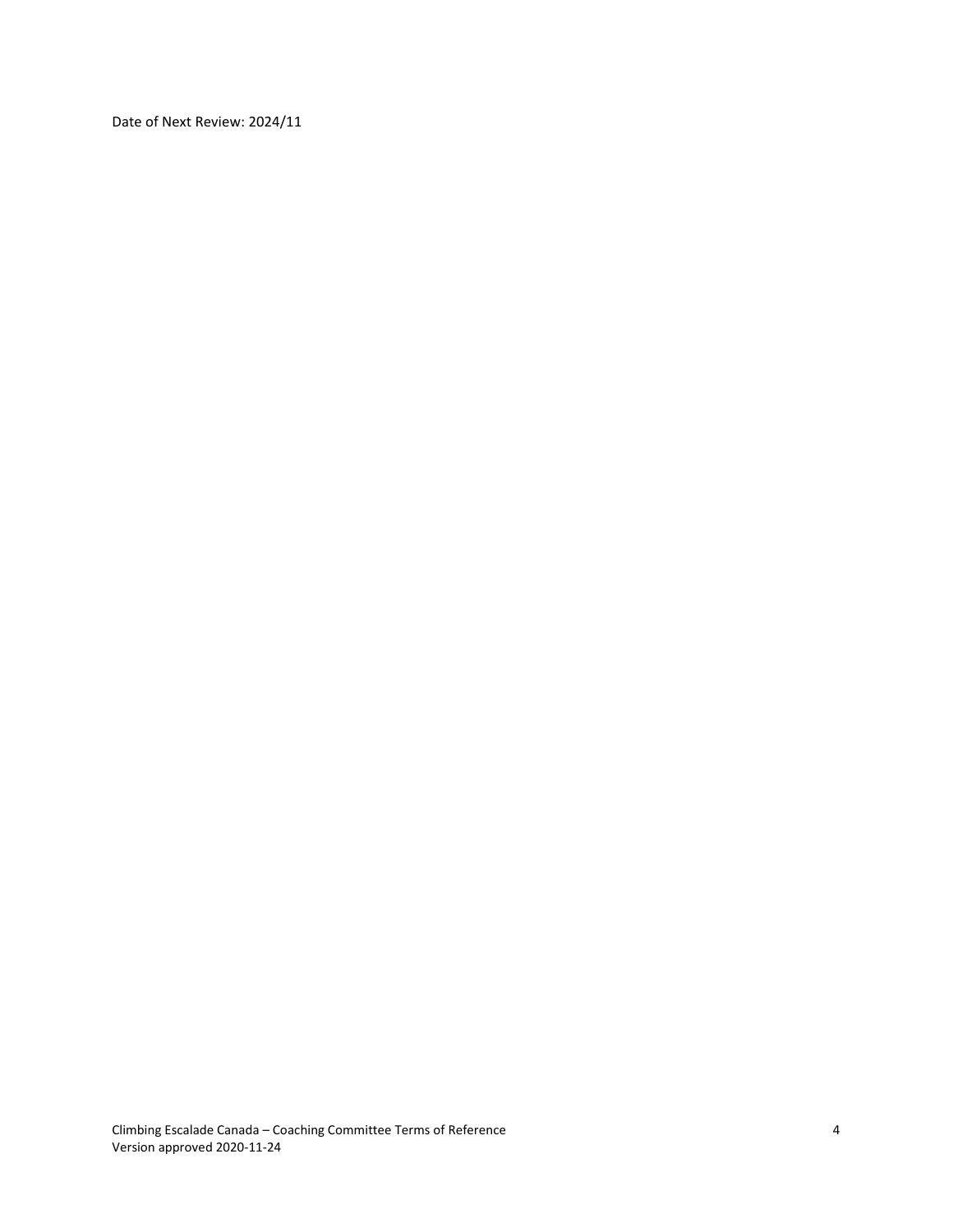Date of Next Review: 2024/11